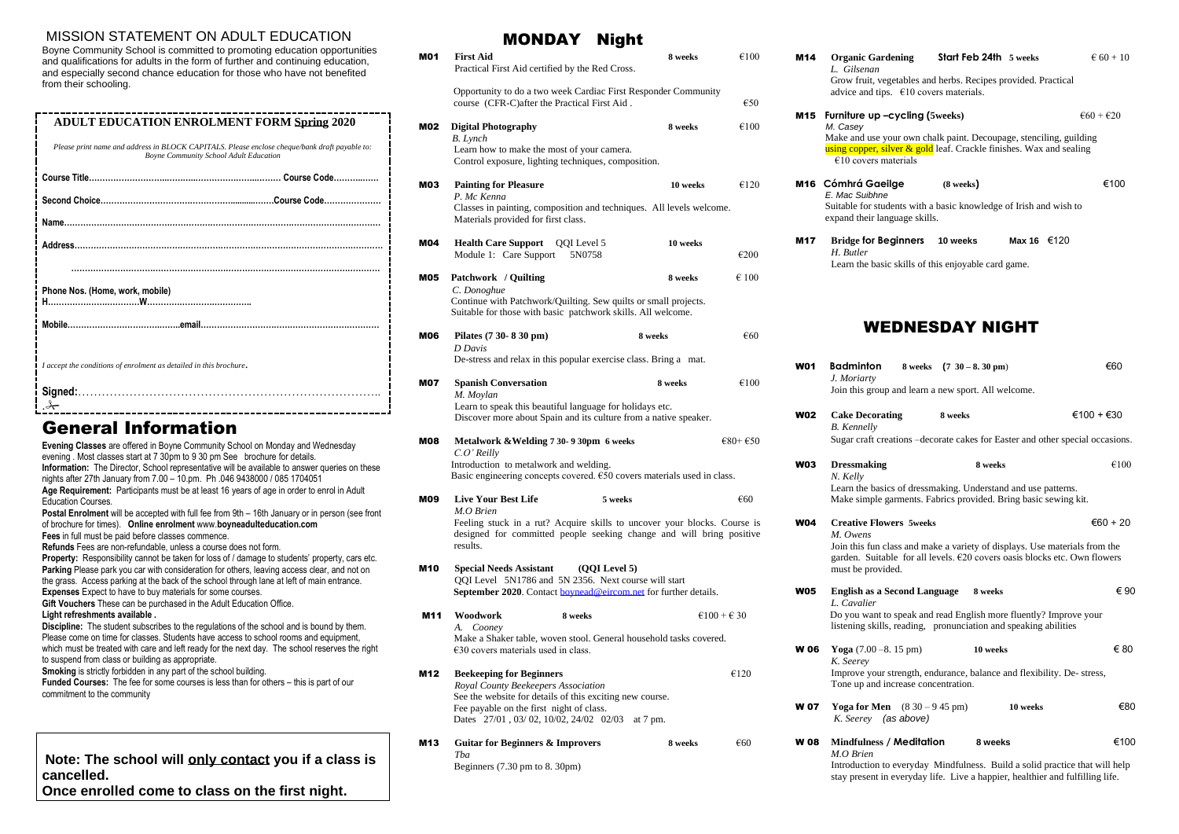## MISSION STATEMENT ON ADULT EDUCATION

Boyne Community School is committed to promoting education opportunities and qualifications for adults in the form of further and continuing education, and especially second chance education for those who have not benefited from their schooling.

### ADULT EDUCATION ENROLMENT FORM Spring 2020

*Please print name and address in BLOCK CAPITALS. Please enclose cheque/bank draft payable to: Boyne Community School Adult Education*

**Course Title**……………………………………………………… **Course Code**……………

**Second Choice**…………………………………………………….**Course Code**…………………

**Name**…………………………………………………………………………………………………

**Address**………………………………………………………………………………………………

………………………………………………………………………………………………………

**Phone Nos. (Home, work, mobile)**
**H**……………………………**W**…………………………………..

**Mobile**……………………………………**email**…………………………………………………………

*I accept the conditions of enrolment as detailed in this brochure.*

**Signed:**…………………………………………………………………………

## General Information

**Evening Classes** are offered in Boyne Community School on Monday and Wednesday evening . Most classes start at 7 30pm to 9 30 pm See brochure for details.

**Information:** The Director, School representative will be available to answer queries on these nights after 27th January from 7.00 – 10.pm. Ph .046 9438000 / 085 1704051

**Age Requirement:** Participants must be at least 16 years of age in order to enrol in Adult Education Courses.

**Postal Enrolment** will be accepted with full fee from 9th – 16th January or in person (see front of brochure for times). **Online enrolment** www.**boyneadulteducation.com**

**Fees** in full must be paid before classes commence.

**Refunds** Fees are non-refundable, unless a course does not form.

**Property:** Responsibility cannot be taken for loss of / damage to students' property, cars etc.

**Parking** Please park you car with consideration for others, leaving access clear, and not on the grass. Access parking at the back of the school through lane at left of main entrance.

**Expenses** Expect to have to buy materials for some courses.

**Gift Vouchers** These can be purchased in the Adult Education Office.

**Light refreshments available .**

**Discipline:** The student subscribes to the regulations of the school and is bound by them. Please come on time for classes. Students have access to school rooms and equipment, which must be treated with care and left ready for the next day. The school reserves the right to suspend from class or building as appropriate.

**Smoking** is strictly forbidden in any part of the school building.

**Funded Courses:** The fee for some courses is less than for others – this is part of our commitment to the community

**Note: The school will only contact you if a class is cancelled.**
**Once enrolled come to class on the first night.**

## MONDAY Night

**M01 First Aid** — 8 weeks — €100
Practical First Aid certified by the Red Cross.
Opportunity to do a two week Cardiac First Responder Community course (CFR-C)after the Practical First Aid . — €50

**M02 Digital Photography** — 8 weeks — €100
*B. Lynch*
Learn how to make the most of your camera.
Control exposure, lighting techniques, composition.

**M03 Painting for Pleasure** — 10 weeks — €120
*P. Mc Kenna*
Classes in painting, composition and techniques. All levels welcome.
Materials provided for first class.

**M04 Health Care Support** QQI Level 5 — 10 weeks — €200
Module 1: Care Support 5N0758

**M05 Patchwork / Quilting** — 8 weeks — € 100
*C. Donoghue*
Continue with Patchwork/Quilting. Sew quilts or small projects.
Suitable for those with basic patchwork skills. All welcome.

**M06 Pilates (7 30- 8 30 pm)** — 8 weeks — €60
*D Davis*
De-stress and relax in this popular exercise class. Bring a mat.

**M07 Spanish Conversation** — 8 weeks — €100
*M. Moylan*
Learn to speak this beautiful language for holidays etc.
Discover more about Spain and its culture from a native speaker.

**M08 Metalwork &Welding 7 30- 9 30pm 6 weeks** — €80+ €50
*C.O' Reilly*
Introduction to metalwork and welding.
Basic engineering concepts covered. €50 covers materials used in class.

**M09 Live Your Best Life** — 5 weeks — €60
*M.O Brien*
Feeling stuck in a rut? Acquire skills to uncover your blocks. Course is designed for committed people seeking change and will bring positive results.

**M10 Special Needs Assistant (QQI Level 5)**
QQI Level 5N1786 and 5N 2356. Next course will start **September 2020**. Contact boynead@eircom.net for further details.

**M11 Woodwork** — 8 weeks — €100 + € 30
*A. Cooney*
Make a Shaker table, woven stool. General household tasks covered.
€30 covers materials used in class.

**M12 Beekeeping for Beginners** — €120
*Royal County Beekeepers Association*
See the website for details of this exciting new course.
Fee payable on the first night of class.
Dates 27/01 , 03/ 02, 10/02, 24/02 02/03 at 7 pm.

**M13 Guitar for Beginners & Improvers** — 8 weeks — €60
*Tba*
Beginners (7.30 pm to 8. 30pm)

**M14 Organic Gardening** — **Start Feb 24th** 5 weeks — € 60 + 10
*L. Gilsenan*
Grow fruit, vegetables and herbs. Recipes provided. Practical advice and tips. €10 covers materials.

**M15 Furniture up –cycling (5weeks)** — €60 + €20
*M. Casey*
Make and use your own chalk paint. Decoupage, stenciling, guilding using copper, silver & gold leaf. Crackle finishes. Wax and sealing
€10 covers materials

**M16 Cómhrá Gaeilge** (8 weeks) — €100
*E. Mac Suibhne*
Suitable for students with a basic knowledge of Irish and wish to expand their language skills.

**M17 Bridge for Beginners** 10 weeks — Max 16 €120
*H. Butler*
Learn the basic skills of this enjoyable card game.

## WEDNESDAY NIGHT

**W01 Badminton** 8 weeks (7 30 – 8. 30 pm) — €60
*J. Moriarty*
Join this group and learn a new sport. All welcome.

**W02 Cake Decorating** — 8 weeks — €100 + €30
*B. Kennelly*
Sugar craft creations –decorate cakes for Easter and other special occasions.

**W03 Dressmaking** — 8 weeks — €100
*N. Kelly*
Learn the basics of dressmaking. Understand and use patterns.
Make simple garments. Fabrics provided. Bring basic sewing kit.

**W04 Creative Flowers 5weeks** — €60 + 20
*M. Owens*
Join this fun class and make a variety of displays. Use materials from the garden. Suitable for all levels. €20 covers oasis blocks etc. Own flowers must be provided.

**W05 English as a Second Language** — 8 weeks — € 90
*L. Cavalier*
Do you want to speak and read English more fluently? Improve your listening skills, reading, pronunciation and speaking abilities

**W 06 Yoga** (7.00 –8. 15 pm) — 10 weeks — € 80
*K. Seerey*
Improve your strength, endurance, balance and flexibility. De- stress, Tone up and increase concentration.

**W 07 Yoga for Men** (8 30 – 9 45 pm) — 10 weeks — €80
*K. Seerey (as above)*

**W 08 Mindfulness / Meditation** — 8 weeks — €100
*M.O Brien*
Introduction to everyday Mindfulness. Build a solid practice that will help stay present in everyday life. Live a happier, healthier and fulfilling life.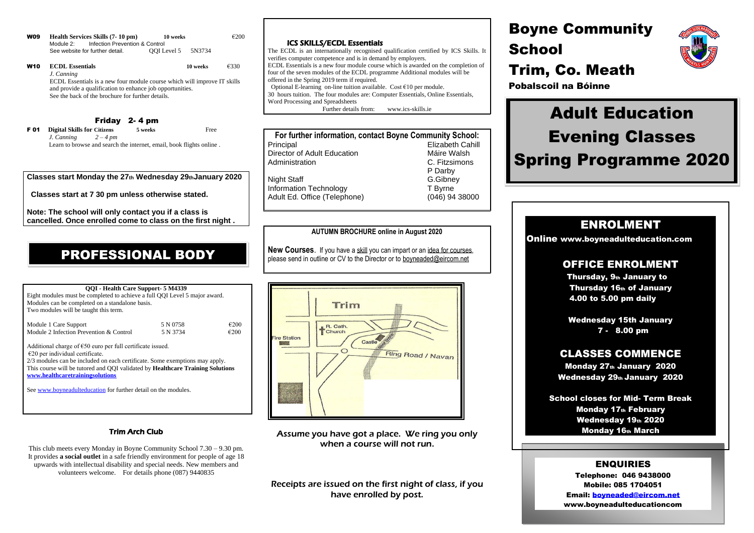**W09** **Health Services Skills (7- 10 pm)** **10 weeks** €200
Module 2: Infection Prevention & Control
See website for further detail. QQI Level 5 5N3734

**W10** **ECDL Essentials** **10 weeks** €330
*J. Canning*
ECDL Essentials is a new four module course which will improve IT skills and provide a qualification to enhance job opportunities.
See the back of the brochure for further details.

### Friday 2- 4 pm

**F 01** **Digital Skills for Citizens** **5 weeks** Free
*J. Canning* *2 – 4 pm*
Learn to browse and search the internet, email, book flights online .

**Classes start Monday the 27th Wednesday 29th January 2020**

**Classes start at 7 30 pm unless otherwise stated.**

**Note: The school will only contact you if a class is cancelled. Once enrolled come to class on the first night .**

## PROFESSIONAL BODY

**QQI - Health Care Support- 5 M4339**
Eight modules must be completed to achieve a full QQI Level 5 major award.
Modules can be completed on a standalone basis.
Two modules will be taught this term.

| | | |
|---|---|---|
| Module 1 Care Support | 5 N 0758 | €200 |
| Module 2 Infection Prevention & Control | 5 N 3734 | €200 |

Additional charge of €50 euro per full certificate issued.
€20 per individual certificate.
2/3 modules can be included on each certificate. Some exemptions may apply.
This course will be tutored and QQI validated by **Healthcare Training Solutions** **www.healthcaretrainingsolutions**

See www.boyneadulteducation for further detail on the modules.

### Trim Arch Club

This club meets every Monday in Boyne Community School 7.30 – 9.30 pm. It provides **a social outlet** in a safe friendly environment for people of age 18 upwards with intellectual disability and special needs. New members and volunteers welcome. For details phone (087) 9440835

### ICS SKILLS/ECDL Essentials

The ECDL is an internationally recognised qualification certified by ICS Skills. It verifies computer competence and is in demand by employers.
ECDL Essentials is a new four module course which is awarded on the completion of four of the seven modules of the ECDL programme Additional modules will be offered in the Spring 2019 term if required.
Optional E-learning on-line tuition available. Cost €10 per module.
30 hours tuition. The four modules are: Computer Essentials, Online Essentials, Word Processing and Spreadsheets
Further details from: www.ics-skills.ie

**For further information, contact Boyne Community School:**

| | |
|---|---|
| Principal | Elizabeth Cahill |
| Director of Adult Education | Máire Walsh |
| Administration | C. Fitzsimons |
| | P Darby |
| Night Staff | G.Gibney |
| Information Technology | T Byrne |
| Adult Ed. Office (Telephone) | (046) 94 38000 |

**AUTUMN BROCHURE online in August 2020**

**New Courses**. If you have a skill you can impart or an idea for courses, please send in outline or CV to the Director or to boyneaded@eircom.net

Trim
R. Cath. Church
Fire Station
Castle
Ring Road / Navan

*Assume you have got a place. We ring you only when a course will not run.*

*Receipts are issued on the first night of class, if you have enrolled by post.*

# Boyne Community School Trim, Co. Meath

**Pobalscoil na Bóinne**

# Adult Education Evening Classes Spring Programme 2020

## ENROLMENT

**Online www.boyneadulteducation.com**

### OFFICE ENROLMENT

**Thursday, 9th January to Thursday 16th of January 4.00 to 5.00 pm daily**

**Wednesday 15th January 7 - 8.00 pm**

### CLASSES COMMENCE

**Monday 27th January 2020**
**Wednesday 29th January 2020**

**School closes for Mid- Term Break**
**Monday 17th February**
**Wednesday 19th 2020**
**Monday 16th March**

### ENQUIRIES

**Telephone: 046 9438000**
**Mobile: 085 1704051**
**Email: boyneaded@eircom.net**
**www.boyneadulteducationcom**